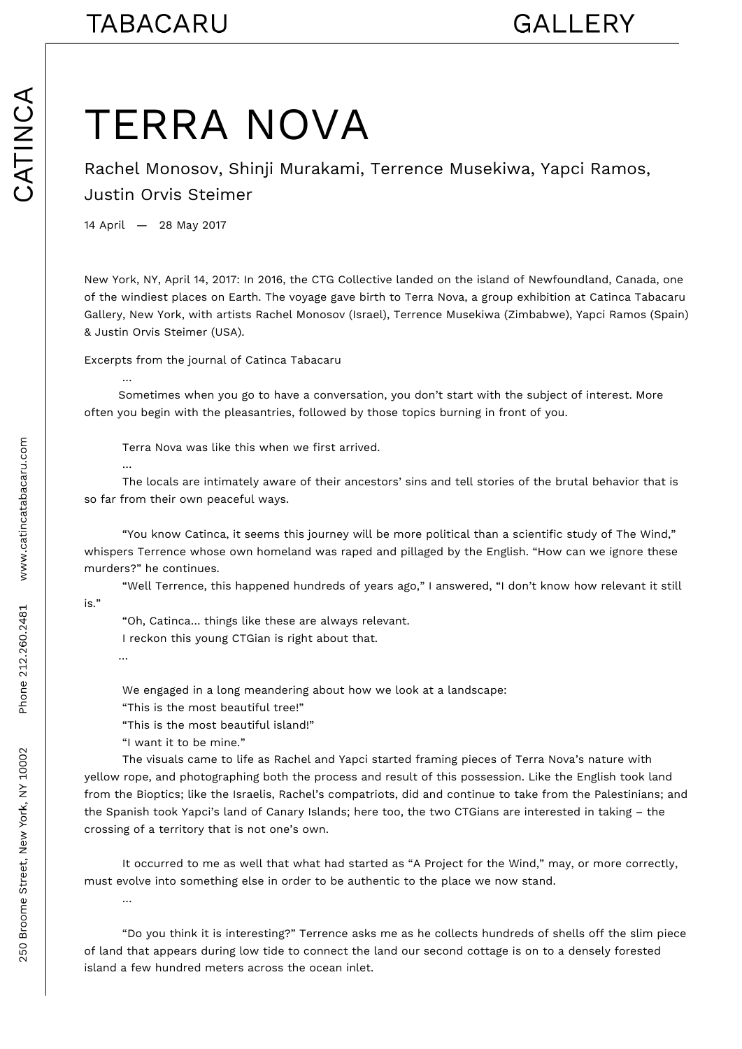# TERRA NOVA

Rachel Monosov, Shinji Murakami, Terrence Musekiwa, Yapci Ramos, Justin Orvis Steimer

14 April — 28 May 2017

New York, NY, April 14, 2017: In 2016, the CTG Collective landed on the island of Newfoundland, Canada, one of the windiest places on Earth. The voyage gave birth to Terra Nova, a group exhibition at Catinca Tabacaru Gallery, New York, with artists Rachel Monosov (Israel), Terrence Musekiwa (Zimbabwe), Yapci Ramos (Spain) & Justin Orvis Steimer (USA).

Excerpts from the journal of Catinca Tabacaru

...

Sometimes when you go to have a conversation, you don't start with the subject of interest. More often you begin with the pleasantries, followed by those topics burning in front of you.

Terra Nova was like this when we first arrived.

...

The locals are intimately aware of their ancestors' sins and tell stories of the brutal behavior that is so far from their own peaceful ways.

"You know Catinca, it seems this journey will be more political than a scientific study of The Wind," whispers Terrence whose own homeland was raped and pillaged by the English. "How can we ignore these murders?" he continues.

"Well Terrence, this happened hundreds of years ago," I answered, "I don't know how relevant it still is."

"Oh, Catinca... things like these are always relevant.

I reckon this young CTGian is right about that.

...

We engaged in a long meandering about how we look at a landscape:

"This is the most beautiful tree!"

"This is the most beautiful island!"

"I want it to be mine."

The visuals came to life as Rachel and Yapci started framing pieces of Terra Nova's nature with yellow rope, and photographing both the process and result of this possession. Like the English took land from the Bioptics; like the Israelis, Rachel's compatriots, did and continue to take from the Palestinians; and the Spanish took Yapci's land of Canary Islands; here too, the two CTGians are interested in taking – the crossing of a territory that is not one's own.

It occurred to me as well that what had started as "A Project for the Wind," may, or more correctly, must evolve into something else in order to be authentic to the place we now stand.

...

"Do you think it is interesting?" Terrence asks me as he collects hundreds of shells off the slim piece of land that appears during low tide to connect the land our second cottage is on to a densely forested island a few hundred meters across the ocean inlet.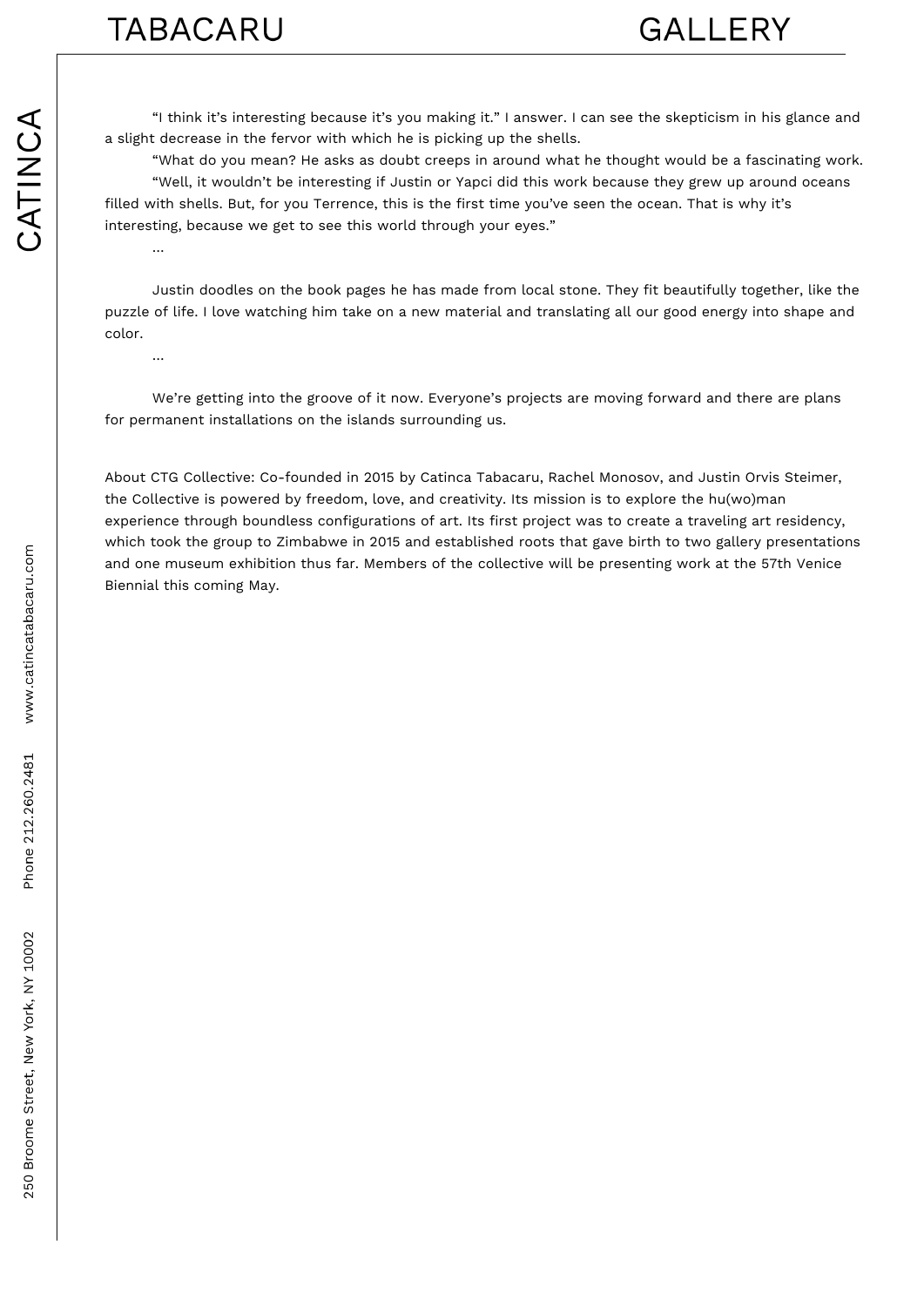"I think it's interesting because it's you making it." I answer. I can see the skepticism in his glance and a slight decrease in the fervor with which he is picking up the shells.

"What do you mean? He asks as doubt creeps in around what he thought would be a fascinating work.

"Well, it wouldn't be interesting if Justin or Yapci did this work because they grew up around oceans filled with shells. But, for you Terrence, this is the first time you've seen the ocean. That is why it's interesting, because we get to see this world through your eyes."

...

Justin doodles on the book pages he has made from local stone. They fit beautifully together, like the puzzle of life. I love watching him take on a new material and translating all our good energy into shape and color.

...

We're getting into the groove of it now. Everyone's projects are moving forward and there are plans for permanent installations on the islands surrounding us.

About CTG Collective: Co-founded in 2015 by Catinca Tabacaru, Rachel Monosov, and Justin Orvis Steimer, the Collective is powered by freedom, love, and creativity. Its mission is to explore the hu(wo)man experience through boundless configurations of art. Its first project was to create a traveling art residency, which took the group to Zimbabwe in 2015 and established roots that gave birth to two gallery presentations and one museum exhibition thus far. Members of the collective will be presenting work at the 57th Venice Biennial this coming May.